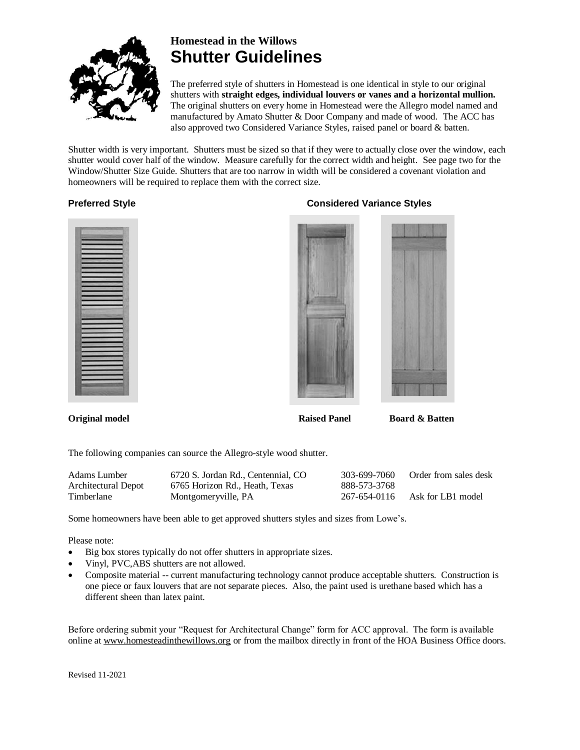# Homestead in the Willows
## Shutter Guidelines

The preferred style of shutters in Homestead is one identical in style to our original shutters with **straight edges, individual louvers or vanes and a horizontal mullion.** The original shutters on every home in Homestead were the Allegro model named and manufactured by Amato Shutter & Door Company and made of wood. The ACC has also approved two Considered Variance Styles, raised panel or board & batten.

Shutter width is very important. Shutters must be sized so that if they were to actually close over the window, each shutter would cover half of the window. Measure carefully for the correct width and height. See page two for the Window/Shutter Size Guide. Shutters that are too narrow in width will be considered a covenant violation and homeowners will be required to replace them with the correct size.

**Preferred Style**

**Original model**

**Considered Variance Styles**

**Raised Panel**

**Board & Batten**

The following companies can source the Allegro-style wood shutter.

| | | | |
|---|---|---|---|
| Adams Lumber | 6720 S. Jordan Rd., Centennial, CO | 303-699-7060 | Order from sales desk |
| Architectural Depot | 6765 Horizon Rd., Heath, Texas | 888-573-3768 | |
| Timberlane | Montgomeryville, PA | 267-654-0116 | Ask for LB1 model |

Some homeowners have been able to get approved shutters styles and sizes from Lowe's.

Please note:

- Big box stores typically do not offer shutters in appropriate sizes.
- Vinyl, PVC,ABS shutters are not allowed.
- Composite material -- current manufacturing technology cannot produce acceptable shutters. Construction is one piece or faux louvers that are not separate pieces. Also, the paint used is urethane based which has a different sheen than latex paint.

Before ordering submit your "Request for Architectural Change" form for ACC approval. The form is available online at www.homesteadinthewillows.org or from the mailbox directly in front of the HOA Business Office doors.

Revised 11-2021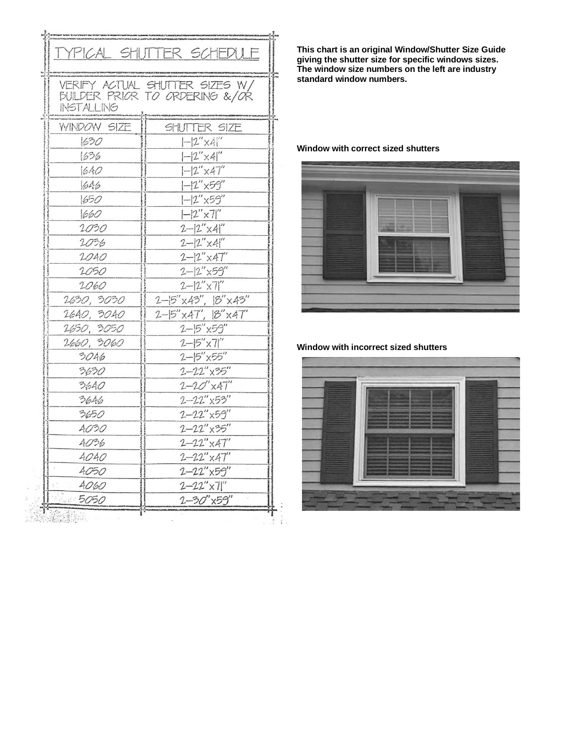# TYPICAL SHUTTER SCHEDULE

VERIFY ACTUAL SHUTTER SIZES W/ BUILDER PRIOR TO ORDERING &/OR INSTALLING

| WINDOW SIZE | SHUTTER SIZE |
|---|---|
| 1630 | 1–12"x41" |
| 1636 | 1–12"x41" |
| 1640 | 1–12"x47" |
| 1646 | 1–12"x59" |
| 1650 | 1–12"x59" |
| 1660 | 1–12"x71" |
| 2030 | 2–12"x41" |
| 2036 | 2–12"x41" |
| 2040 | 2–12"x47" |
| 2050 | 2–12"x59" |
| 2060 | 2–12"x71" |
| 2630, 3030 | 2–15"x43", 18"x43" |
| 2640, 3040 | 2–15"x47", 18"x47" |
| 2650, 3050 | 2–15"x59" |
| 2660, 3060 | 2–15"x71" |
| 3046 | 2–15"x55" |
| 3630 | 2–22"x35" |
| 3640 | 2–20"x47" |
| 3646 | 2–22"x53" |
| 3650 | 2–22"x59" |
| 4030 | 2–22"x35" |
| 4036 | 2–22"x47" |
| 4040 | 2–22"x47" |
| 4050 | 2–22"x59" |
| 4060 | 2–22"x71" |
| 5050 | 2–30"x59" |

**This chart is an original Window/Shutter Size Guide giving the shutter size for specific windows sizes. The window size numbers on the left are industry standard window numbers.**

**Window with correct sized shutters**

**Window with incorrect sized shutters**